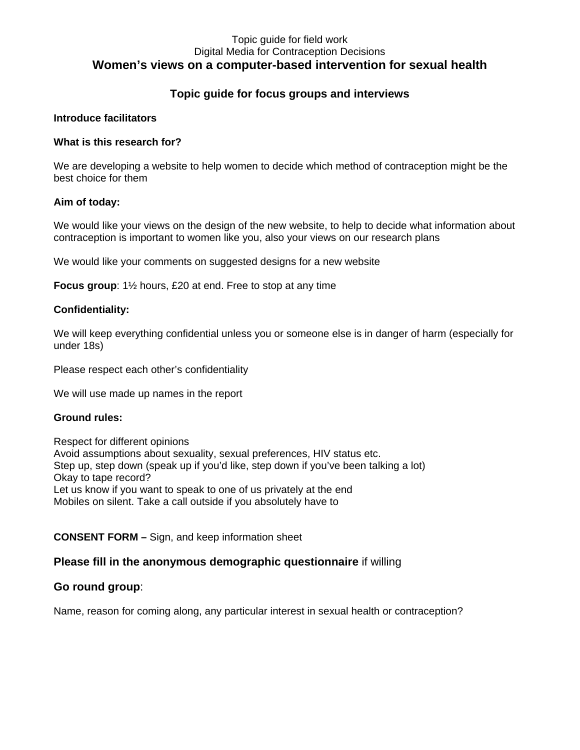Topic guide for field work
Digital Media for Contraception Decisions

# Women's views on a computer-based intervention for sexual health

## Topic guide for focus groups and interviews

**Introduce facilitators**

**What is this research for?**

We are developing a website to help women to decide which method of contraception might be the best choice for them

**Aim of today:**

We would like your views on the design of the new website, to help to decide what information about contraception is important to women like you, also your views on our research plans

We would like your comments on suggested designs for a new website

**Focus group**: 1½ hours, £20 at end. Free to stop at any time

**Confidentiality:**

We will keep everything confidential unless you or someone else is in danger of harm (especially for under 18s)

Please respect each other's confidentiality

We will use made up names in the report

**Ground rules:**

Respect for different opinions
Avoid assumptions about sexuality, sexual preferences, HIV status etc.
Step up, step down (speak up if you'd like, step down if you've been talking a lot)
Okay to tape record?
Let us know if you want to speak to one of us privately at the end
Mobiles on silent. Take a call outside if you absolutely have to

**CONSENT FORM –** Sign, and keep information sheet

**Please fill in the anonymous demographic questionnaire** if willing

**Go round group**:

Name, reason for coming along, any particular interest in sexual health or contraception?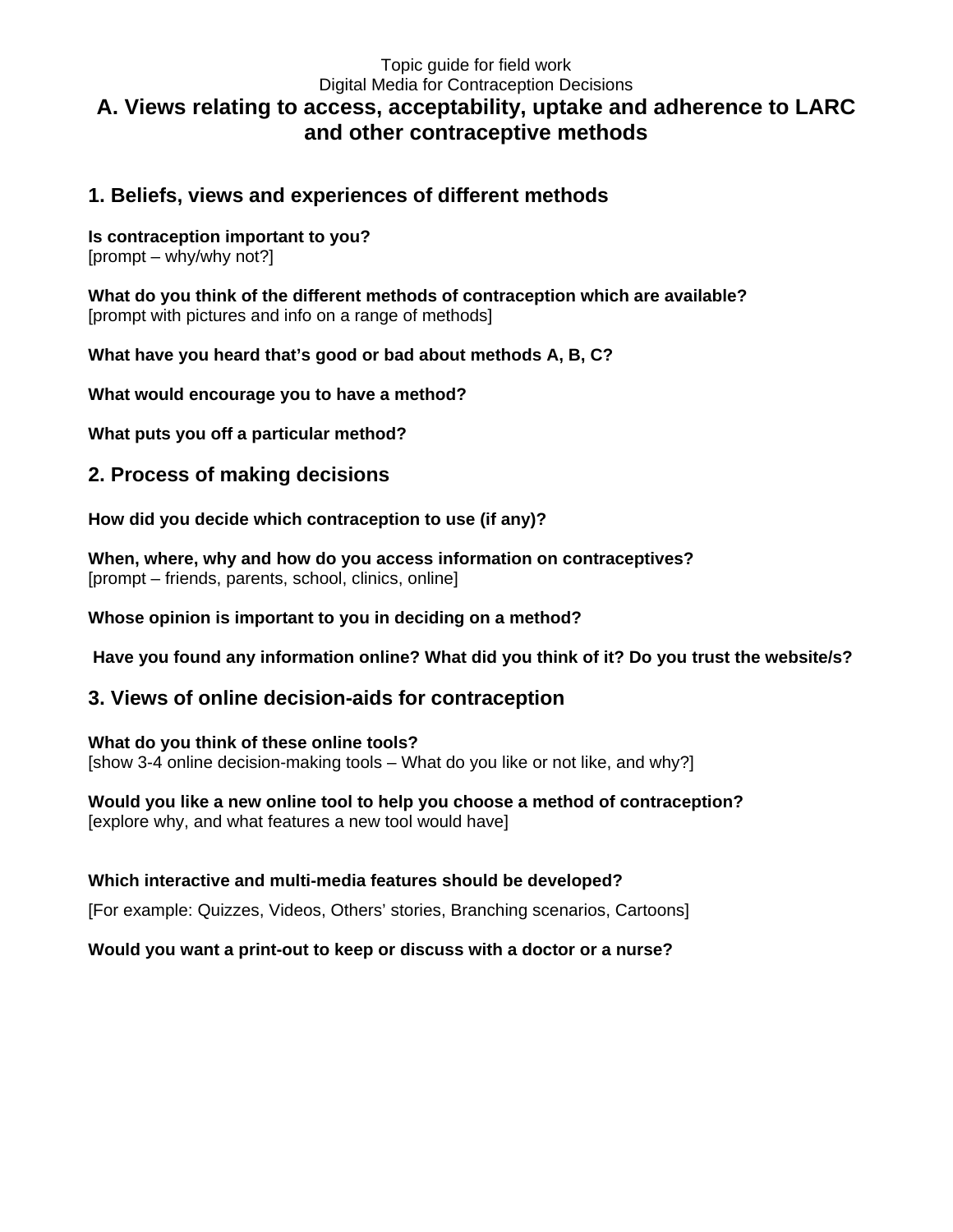Topic guide for field work

Digital Media for Contraception Decisions

# A. Views relating to access, acceptability, uptake and adherence to LARC and other contraceptive methods

## 1. Beliefs, views and experiences of different methods

**Is contraception important to you?**
[prompt – why/why not?]

**What do you think of the different methods of contraception which are available?**
[prompt with pictures and info on a range of methods]

**What have you heard that's good or bad about methods A, B, C?**

**What would encourage you to have a method?**

**What puts you off a particular method?**

## 2. Process of making decisions

**How did you decide which contraception to use (if any)?**

**When, where, why and how do you access information on contraceptives?**
[prompt – friends, parents, school, clinics, online]

**Whose opinion is important to you in deciding on a method?**

**Have you found any information online? What did you think of it? Do you trust the website/s?**

## 3. Views of online decision-aids for contraception

**What do you think of these online tools?**
[show 3-4 online decision-making tools – What do you like or not like, and why?]

**Would you like a new online tool to help you choose a method of contraception?**
[explore why, and what features a new tool would have]

**Which interactive and multi-media features should be developed?**

[For example: Quizzes, Videos, Others' stories, Branching scenarios, Cartoons]

**Would you want a print-out to keep or discuss with a doctor or a nurse?**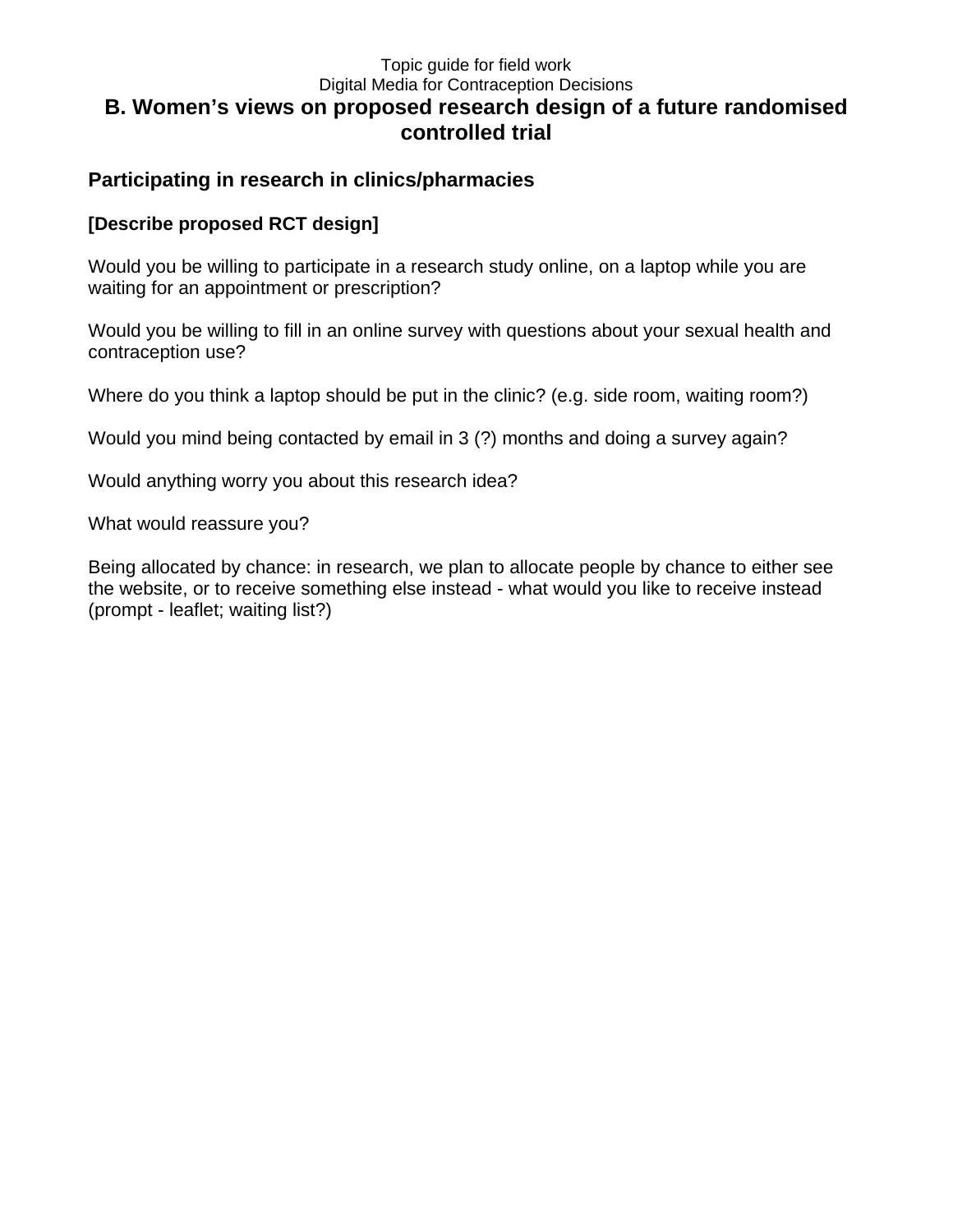Topic guide for field work

Digital Media for Contraception Decisions

# B. Women's views on proposed research design of a future randomised controlled trial

## Participating in research in clinics/pharmacies

**[Describe proposed RCT design]**

Would you be willing to participate in a research study online, on a laptop while you are waiting for an appointment or prescription?

Would you be willing to fill in an online survey with questions about your sexual health and contraception use?

Where do you think a laptop should be put in the clinic? (e.g. side room, waiting room?)

Would you mind being contacted by email in 3 (?) months and doing a survey again?

Would anything worry you about this research idea?

What would reassure you?

Being allocated by chance: in research, we plan to allocate people by chance to either see the website, or to receive something else instead - what would you like to receive instead (prompt - leaflet; waiting list?)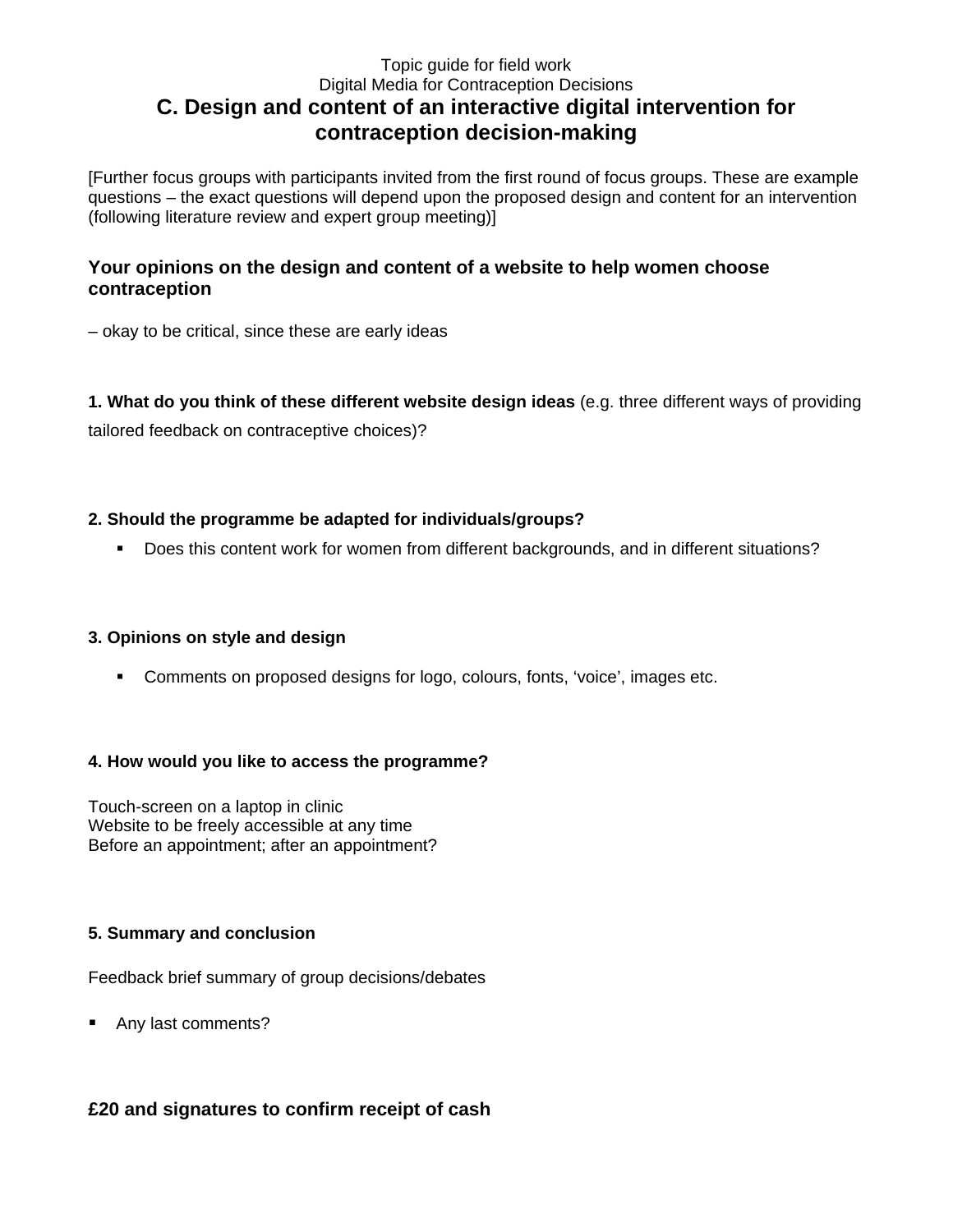Topic guide for field work
Digital Media for Contraception Decisions

# C. Design and content of an interactive digital intervention for contraception decision-making

[Further focus groups with participants invited from the first round of focus groups. These are example questions – the exact questions will depend upon the proposed design and content for an intervention (following literature review and expert group meeting)]

## Your opinions on the design and content of a website to help women choose contraception

– okay to be critical, since these are early ideas

**1. What do you think of these different website design ideas** (e.g. three different ways of providing tailored feedback on contraceptive choices)?

**2. Should the programme be adapted for individuals/groups?**

- Does this content work for women from different backgrounds, and in different situations?

**3. Opinions on style and design**

- Comments on proposed designs for logo, colours, fonts, 'voice', images etc.

**4. How would you like to access the programme?**

Touch-screen on a laptop in clinic
Website to be freely accessible at any time
Before an appointment; after an appointment?

**5. Summary and conclusion**

Feedback brief summary of group decisions/debates

- Any last comments?

## £20 and signatures to confirm receipt of cash